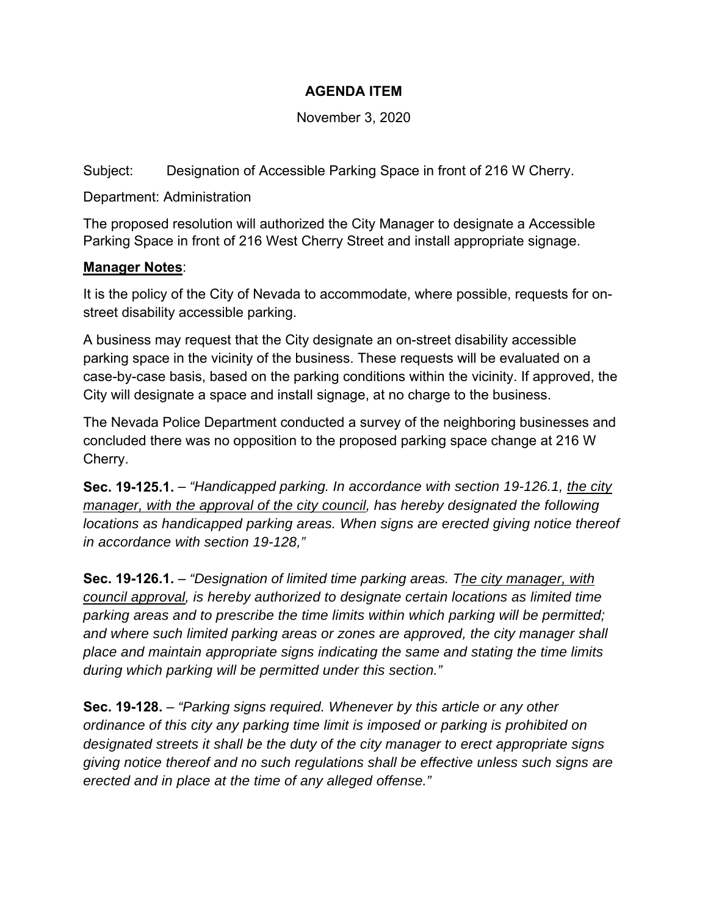**AGENDA ITEM**

November 3, 2020

Subject: Designation of Accessible Parking Space in front of 216 W Cherry.

Department: Administration

The proposed resolution will authorized the City Manager to designate a Accessible Parking Space in front of 216 West Cherry Street and install appropriate signage.

**Manager Notes**:

It is the policy of the City of Nevada to accommodate, where possible, requests for on-street disability accessible parking.

A business may request that the City designate an on-street disability accessible parking space in the vicinity of the business. These requests will be evaluated on a case-by-case basis, based on the parking conditions within the vicinity. If approved, the City will designate a space and install signage, at no charge to the business.

The Nevada Police Department conducted a survey of the neighboring businesses and concluded there was no opposition to the proposed parking space change at 216 W Cherry.

**Sec. 19-125.1.** – *"Handicapped parking. In accordance with section 19-126.1, the city manager, with the approval of the city council, has hereby designated the following locations as handicapped parking areas. When signs are erected giving notice thereof in accordance with section 19-128,"*

**Sec. 19-126.1.** – *"Designation of limited time parking areas. The city manager, with council approval, is hereby authorized to designate certain locations as limited time parking areas and to prescribe the time limits within which parking will be permitted; and where such limited parking areas or zones are approved, the city manager shall place and maintain appropriate signs indicating the same and stating the time limits during which parking will be permitted under this section."*

**Sec. 19-128.** – *"Parking signs required. Whenever by this article or any other ordinance of this city any parking time limit is imposed or parking is prohibited on designated streets it shall be the duty of the city manager to erect appropriate signs giving notice thereof and no such regulations shall be effective unless such signs are erected and in place at the time of any alleged offense."*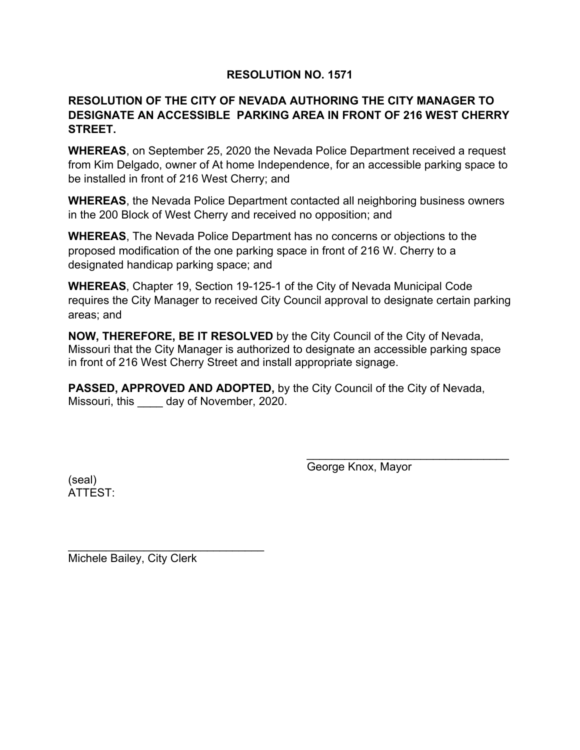# RESOLUTION NO. 1571

## RESOLUTION OF THE CITY OF NEVADA AUTHORING THE CITY MANAGER TO DESIGNATE AN ACCESSIBLE PARKING AREA IN FRONT OF 216 WEST CHERRY STREET.

**WHEREAS**, on September 25, 2020 the Nevada Police Department received a request from Kim Delgado, owner of At home Independence, for an accessible parking space to be installed in front of 216 West Cherry; and

**WHEREAS**, the Nevada Police Department contacted all neighboring business owners in the 200 Block of West Cherry and received no opposition; and

**WHEREAS**, The Nevada Police Department has no concerns or objections to the proposed modification of the one parking space in front of 216 W. Cherry to a designated handicap parking space; and

**WHEREAS**, Chapter 19, Section 19-125-1 of the City of Nevada Municipal Code requires the City Manager to received City Council approval to designate certain parking areas; and

**NOW, THEREFORE, BE IT RESOLVED** by the City Council of the City of Nevada, Missouri that the City Manager is authorized to designate an accessible parking space in front of 216 West Cherry Street and install appropriate signage.

**PASSED, APPROVED AND ADOPTED,** by the City Council of the City of Nevada, Missouri, this ____ day of November, 2020.

________________________________
George Knox, Mayor

(seal)
ATTEST:

________________________________
Michele Bailey, City Clerk